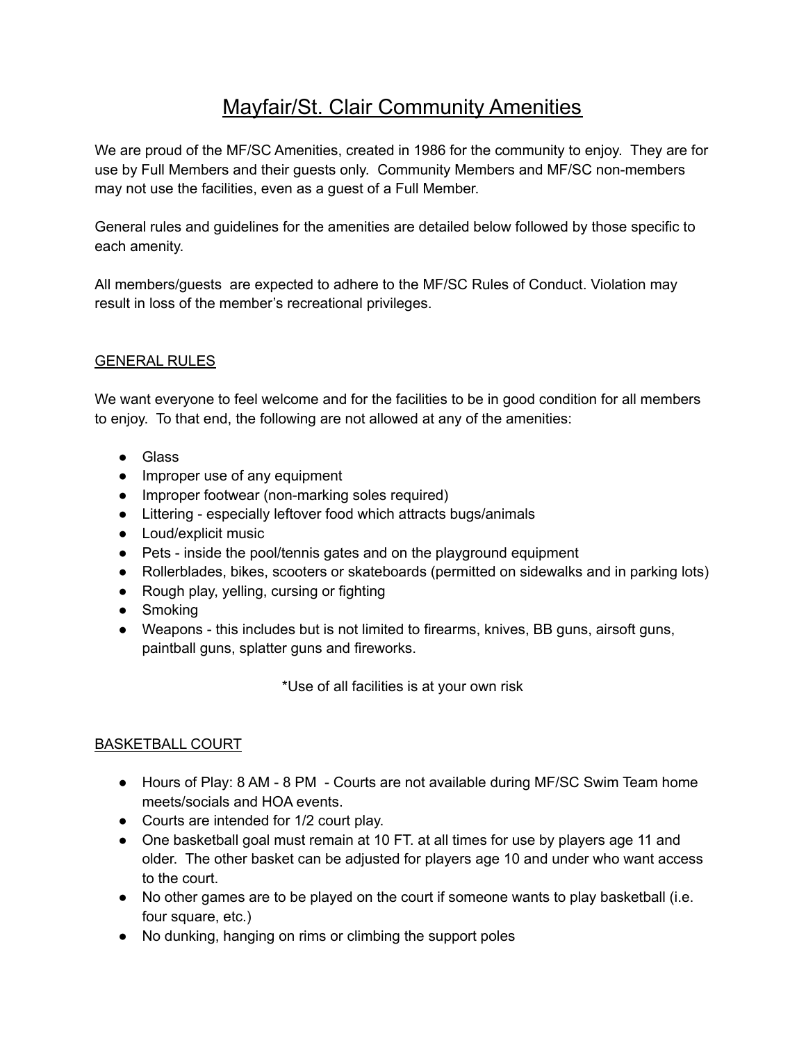# Mayfair/St. Clair Community Amenities

We are proud of the MF/SC Amenities, created in 1986 for the community to enjoy. They are for use by Full Members and their guests only. Community Members and MF/SC non-members may not use the facilities, even as a guest of a Full Member.

General rules and guidelines for the amenities are detailed below followed by those specific to each amenity.

All members/guests are expected to adhere to the MF/SC Rules of Conduct. Violation may result in loss of the member's recreational privileges.

## GENERAL RULES

We want everyone to feel welcome and for the facilities to be in good condition for all members to enjoy. To that end, the following are not allowed at any of the amenities:

- Glass
- Improper use of any equipment
- Improper footwear (non-marking soles required)
- Littering - especially leftover food which attracts bugs/animals
- Loud/explicit music
- Pets - inside the pool/tennis gates and on the playground equipment
- Rollerblades, bikes, scooters or skateboards (permitted on sidewalks and in parking lots)
- Rough play, yelling, cursing or fighting
- Smoking
- Weapons - this includes but is not limited to firearms, knives, BB guns, airsoft guns, paintball guns, splatter guns and fireworks.

*Use of all facilities is at your own risk

## BASKETBALL COURT

- Hours of Play: 8 AM - 8 PM - Courts are not available during MF/SC Swim Team home meets/socials and HOA events.
- Courts are intended for 1/2 court play.
- One basketball goal must remain at 10 FT. at all times for use by players age 11 and older. The other basket can be adjusted for players age 10 and under who want access to the court.
- No other games are to be played on the court if someone wants to play basketball (i.e. four square, etc.)
- No dunking, hanging on rims or climbing the support poles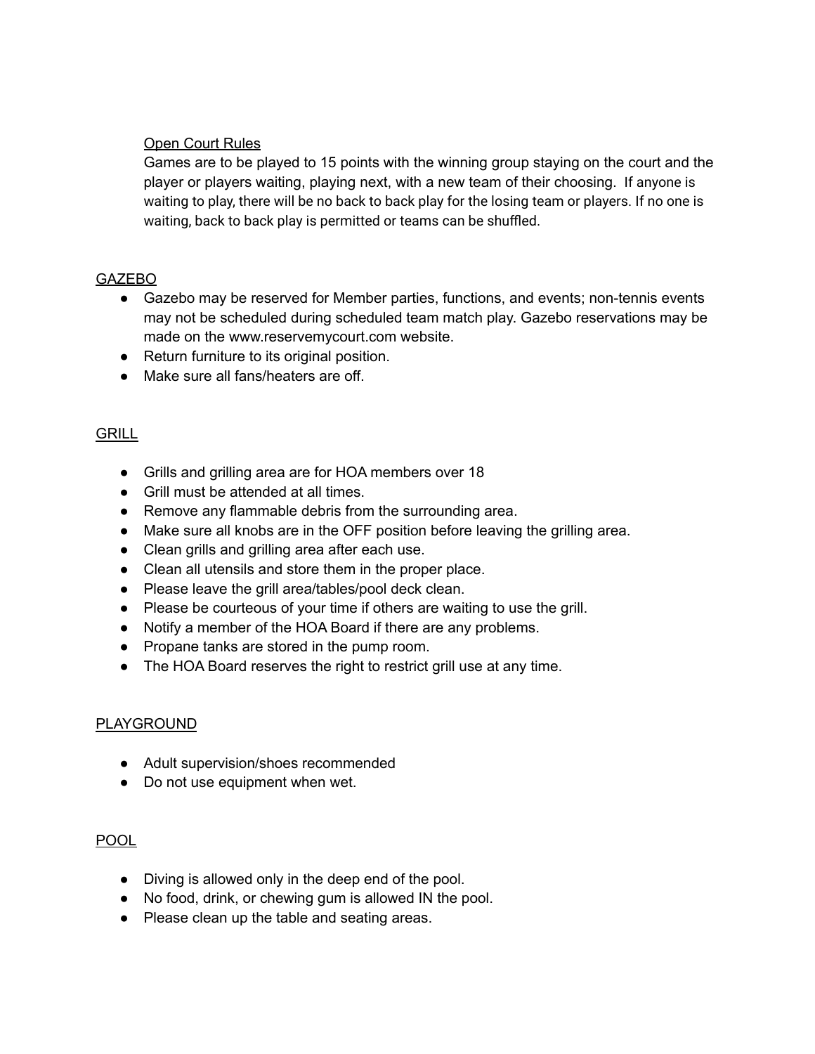### Open Court Rules

Games are to be played to 15 points with the winning group staying on the court and the player or players waiting, playing next, with a new team of their choosing. If anyone is waiting to play, there will be no back to back play for the losing team or players. If no one is waiting, back to back play is permitted or teams can be shuffled.

## GAZEBO

- Gazebo may be reserved for Member parties, functions, and events; non-tennis events may not be scheduled during scheduled team match play. Gazebo reservations may be made on the www.reservemycourt.com website.
- Return furniture to its original position.
- Make sure all fans/heaters are off.

## GRILL

- Grills and grilling area are for HOA members over 18
- Grill must be attended at all times.
- Remove any flammable debris from the surrounding area.
- Make sure all knobs are in the OFF position before leaving the grilling area.
- Clean grills and grilling area after each use.
- Clean all utensils and store them in the proper place.
- Please leave the grill area/tables/pool deck clean.
- Please be courteous of your time if others are waiting to use the grill.
- Notify a member of the HOA Board if there are any problems.
- Propane tanks are stored in the pump room.
- The HOA Board reserves the right to restrict grill use at any time.

## PLAYGROUND

- Adult supervision/shoes recommended
- Do not use equipment when wet.

## POOL

- Diving is allowed only in the deep end of the pool.
- No food, drink, or chewing gum is allowed IN the pool.
- Please clean up the table and seating areas.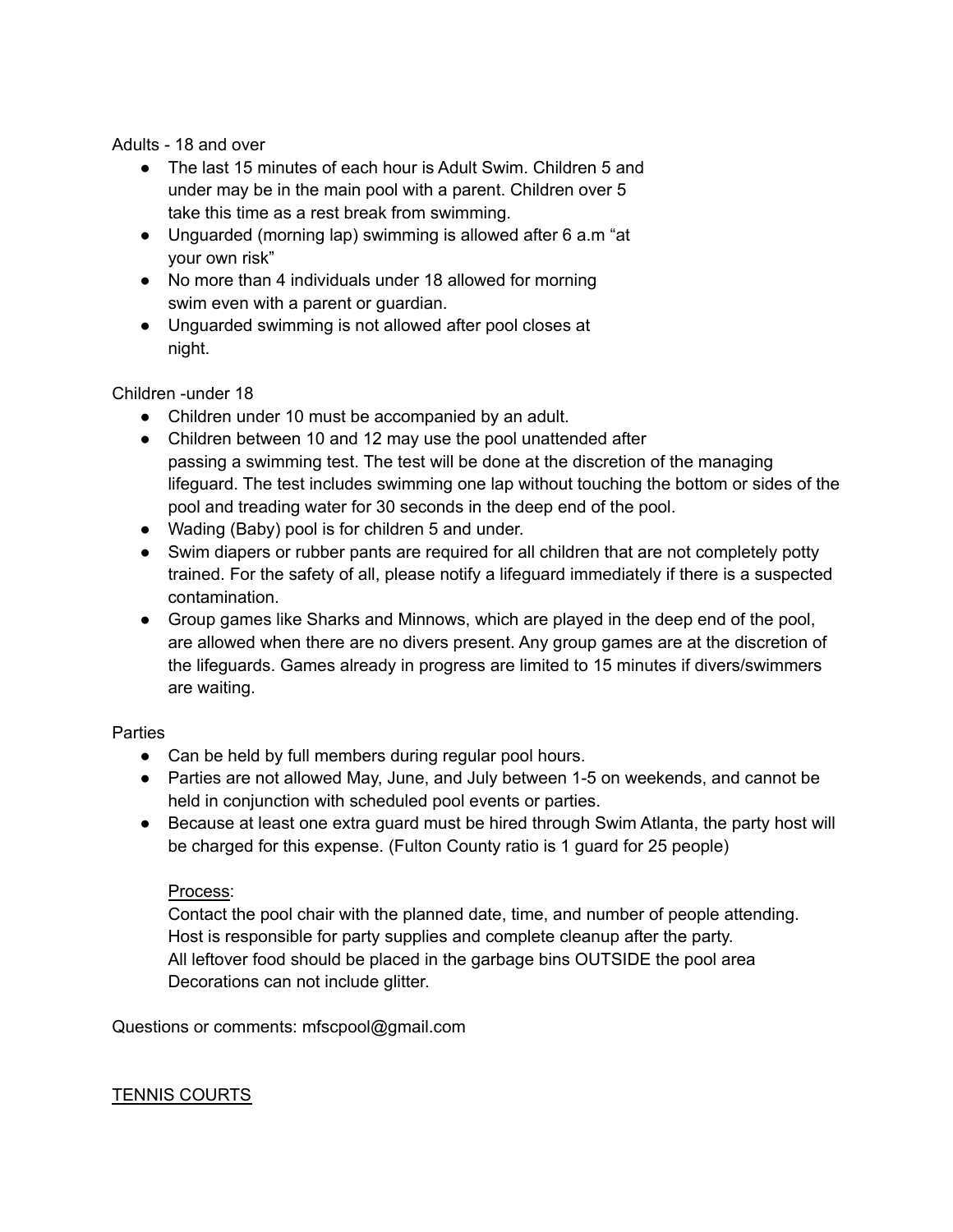Adults - 18 and over

- The last 15 minutes of each hour is Adult Swim. Children 5 and under may be in the main pool with a parent. Children over 5 take this time as a rest break from swimming.
- Unguarded (morning lap) swimming is allowed after 6 a.m “at your own risk”
- No more than 4 individuals under 18 allowed for morning swim even with a parent or guardian.
- Unguarded swimming is not allowed after pool closes at night.

Children -under 18

- Children under 10 must be accompanied by an adult.
- Children between 10 and 12 may use the pool unattended after passing a swimming test. The test will be done at the discretion of the managing lifeguard. The test includes swimming one lap without touching the bottom or sides of the pool and treading water for 30 seconds in the deep end of the pool.
- Wading (Baby) pool is for children 5 and under.
- Swim diapers or rubber pants are required for all children that are not completely potty trained. For the safety of all, please notify a lifeguard immediately if there is a suspected contamination.
- Group games like Sharks and Minnows, which are played in the deep end of the pool, are allowed when there are no divers present. Any group games are at the discretion of the lifeguards. Games already in progress are limited to 15 minutes if divers/swimmers are waiting.

Parties

- Can be held by full members during regular pool hours.
- Parties are not allowed May, June, and July between 1-5 on weekends, and cannot be held in conjunction with scheduled pool events or parties.
- Because at least one extra guard must be hired through Swim Atlanta, the party host will be charged for this expense. (Fulton County ratio is 1 guard for 25 people)

  Process:
  Contact the pool chair with the planned date, time, and number of people attending.
  Host is responsible for party supplies and complete cleanup after the party.
  All leftover food should be placed in the garbage bins OUTSIDE the pool area
  Decorations can not include glitter.

Questions or comments: mfscpool@gmail.com

TENNIS COURTS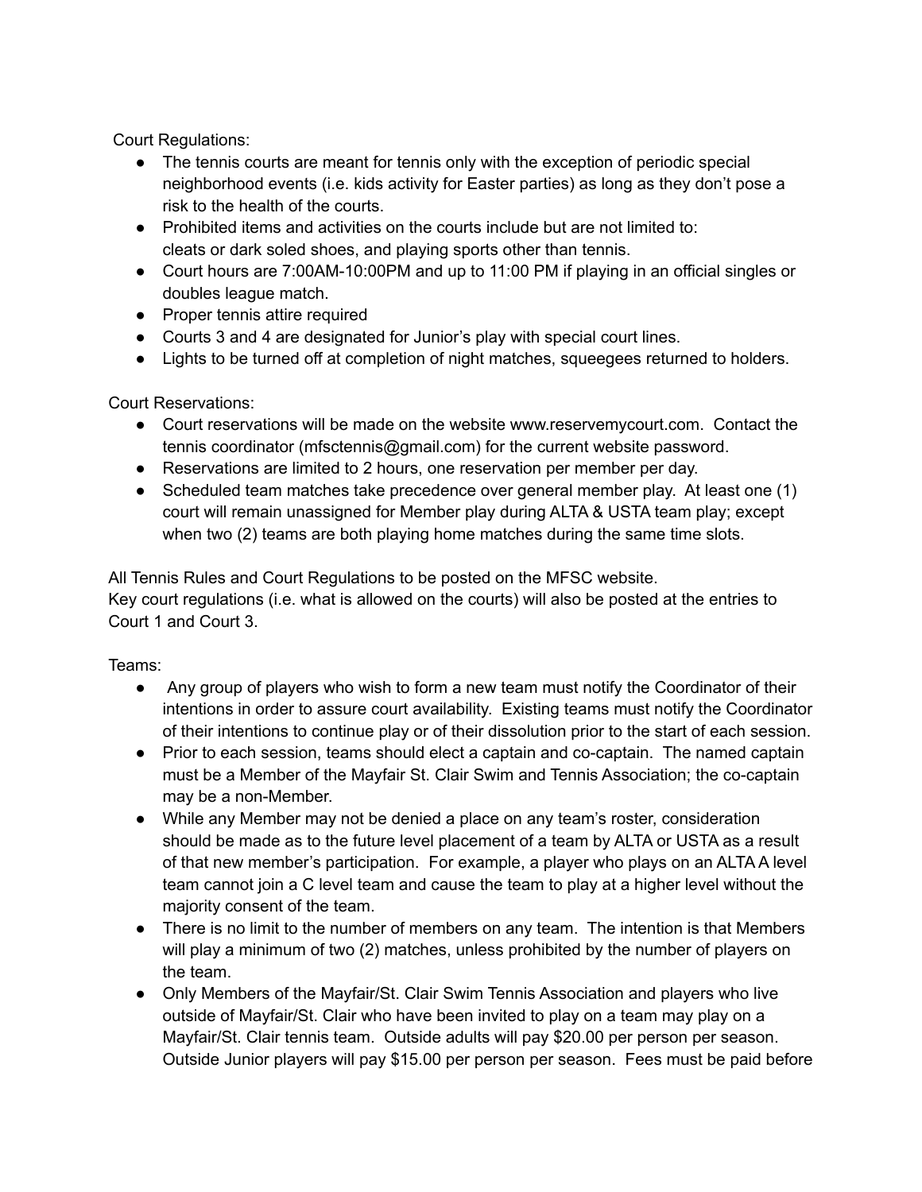Court Regulations:

- The tennis courts are meant for tennis only with the exception of periodic special neighborhood events (i.e. kids activity for Easter parties) as long as they don't pose a risk to the health of the courts.
- Prohibited items and activities on the courts include but are not limited to: cleats or dark soled shoes, and playing sports other than tennis.
- Court hours are 7:00AM-10:00PM and up to 11:00 PM if playing in an official singles or doubles league match.
- Proper tennis attire required
- Courts 3 and 4 are designated for Junior's play with special court lines.
- Lights to be turned off at completion of night matches, squeegees returned to holders.

Court Reservations:

- Court reservations will be made on the website www.reservemycourt.com. Contact the tennis coordinator (mfsctennis@gmail.com) for the current website password.
- Reservations are limited to 2 hours, one reservation per member per day.
- Scheduled team matches take precedence over general member play. At least one (1) court will remain unassigned for Member play during ALTA & USTA team play; except when two (2) teams are both playing home matches during the same time slots.

All Tennis Rules and Court Regulations to be posted on the MFSC website.
Key court regulations (i.e. what is allowed on the courts) will also be posted at the entries to Court 1 and Court 3.

Teams:

- Any group of players who wish to form a new team must notify the Coordinator of their intentions in order to assure court availability. Existing teams must notify the Coordinator of their intentions to continue play or of their dissolution prior to the start of each session.
- Prior to each session, teams should elect a captain and co-captain. The named captain must be a Member of the Mayfair St. Clair Swim and Tennis Association; the co-captain may be a non-Member.
- While any Member may not be denied a place on any team's roster, consideration should be made as to the future level placement of a team by ALTA or USTA as a result of that new member's participation. For example, a player who plays on an ALTA A level team cannot join a C level team and cause the team to play at a higher level without the majority consent of the team.
- There is no limit to the number of members on any team. The intention is that Members will play a minimum of two (2) matches, unless prohibited by the number of players on the team.
- Only Members of the Mayfair/St. Clair Swim Tennis Association and players who live outside of Mayfair/St. Clair who have been invited to play on a team may play on a Mayfair/St. Clair tennis team. Outside adults will pay $20.00 per person per season. Outside Junior players will pay $15.00 per person per season. Fees must be paid before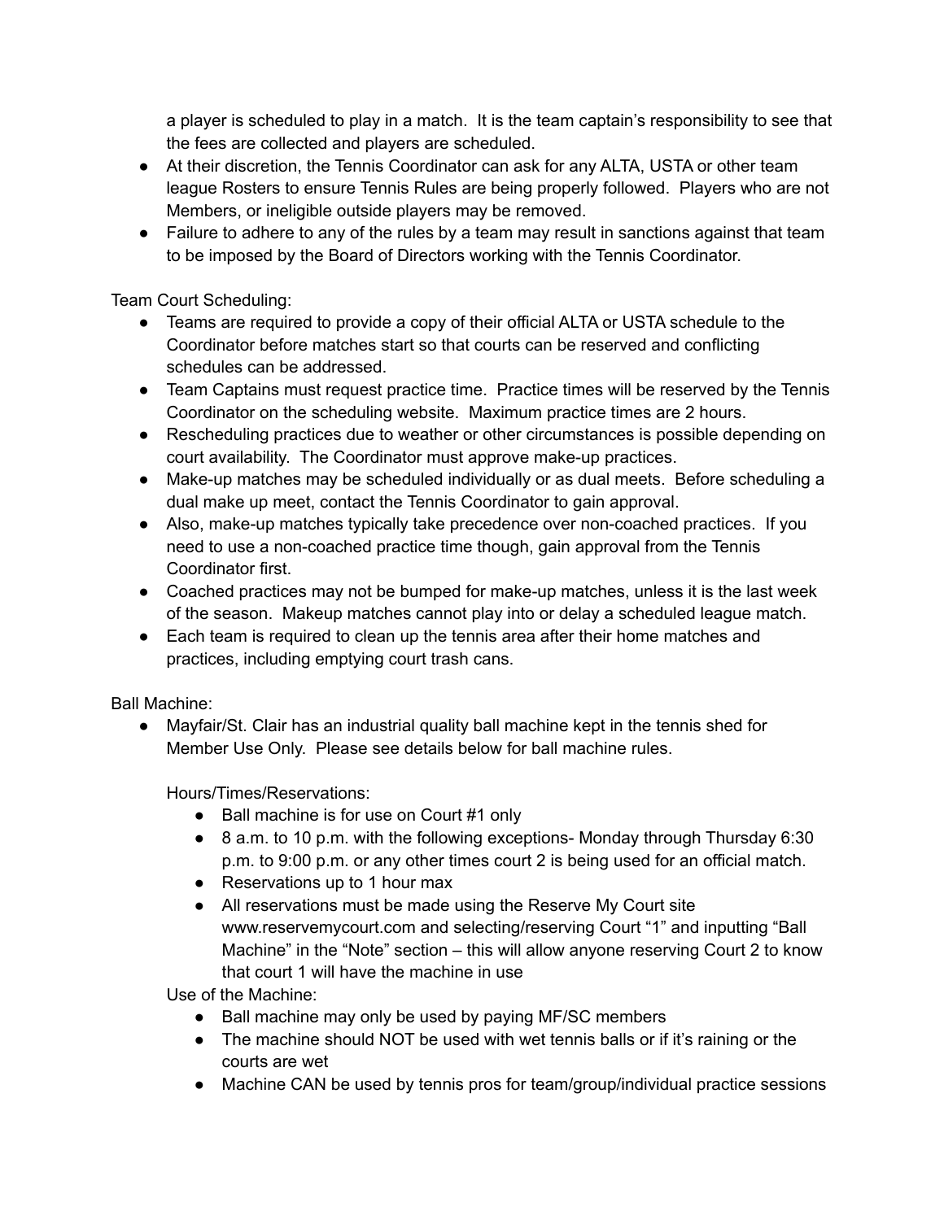a player is scheduled to play in a match. It is the team captain's responsibility to see that the fees are collected and players are scheduled.

- At their discretion, the Tennis Coordinator can ask for any ALTA, USTA or other team league Rosters to ensure Tennis Rules are being properly followed. Players who are not Members, or ineligible outside players may be removed.
- Failure to adhere to any of the rules by a team may result in sanctions against that team to be imposed by the Board of Directors working with the Tennis Coordinator.

Team Court Scheduling:

- Teams are required to provide a copy of their official ALTA or USTA schedule to the Coordinator before matches start so that courts can be reserved and conflicting schedules can be addressed.
- Team Captains must request practice time. Practice times will be reserved by the Tennis Coordinator on the scheduling website. Maximum practice times are 2 hours.
- Rescheduling practices due to weather or other circumstances is possible depending on court availability. The Coordinator must approve make-up practices.
- Make-up matches may be scheduled individually or as dual meets. Before scheduling a dual make up meet, contact the Tennis Coordinator to gain approval.
- Also, make-up matches typically take precedence over non-coached practices. If you need to use a non-coached practice time though, gain approval from the Tennis Coordinator first.
- Coached practices may not be bumped for make-up matches, unless it is the last week of the season. Makeup matches cannot play into or delay a scheduled league match.
- Each team is required to clean up the tennis area after their home matches and practices, including emptying court trash cans.

Ball Machine:

- Mayfair/St. Clair has an industrial quality ball machine kept in the tennis shed for Member Use Only. Please see details below for ball machine rules.

  Hours/Times/Reservations:

  - Ball machine is for use on Court #1 only
  - 8 a.m. to 10 p.m. with the following exceptions- Monday through Thursday 6:30 p.m. to 9:00 p.m. or any other times court 2 is being used for an official match.
  - Reservations up to 1 hour max
  - All reservations must be made using the Reserve My Court site www.reservemycourt.com and selecting/reserving Court "1" and inputting "Ball Machine" in the "Note" section – this will allow anyone reserving Court 2 to know that court 1 will have the machine in use

  Use of the Machine:

  - Ball machine may only be used by paying MF/SC members
  - The machine should NOT be used with wet tennis balls or if it's raining or the courts are wet
  - Machine CAN be used by tennis pros for team/group/individual practice sessions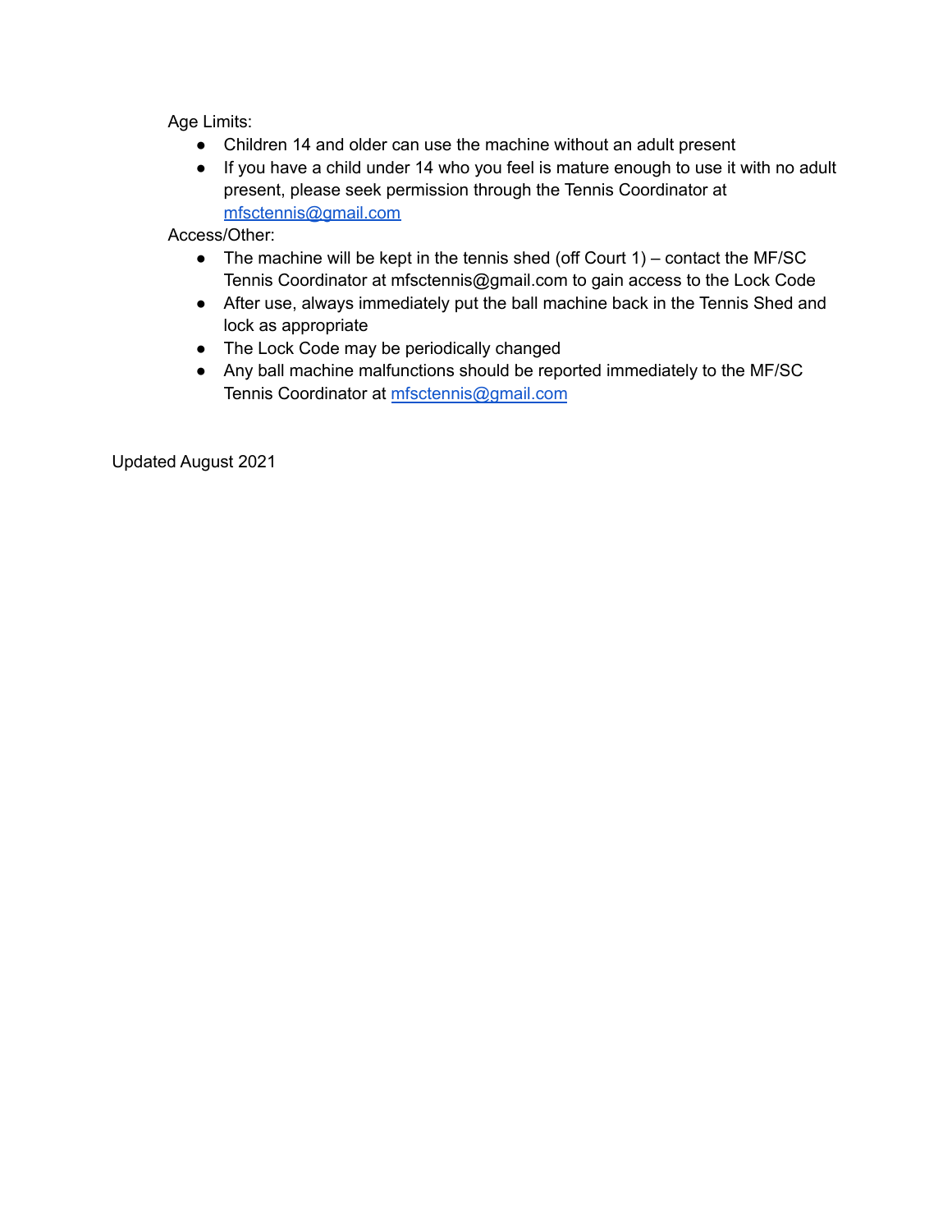Age Limits:

- Children 14 and older can use the machine without an adult present
- If you have a child under 14 who you feel is mature enough to use it with no adult present, please seek permission through the Tennis Coordinator at mfsctennis@gmail.com

Access/Other:

- The machine will be kept in the tennis shed (off Court 1) – contact the MF/SC Tennis Coordinator at mfsctennis@gmail.com to gain access to the Lock Code
- After use, always immediately put the ball machine back in the Tennis Shed and lock as appropriate
- The Lock Code may be periodically changed
- Any ball machine malfunctions should be reported immediately to the MF/SC Tennis Coordinator at mfsctennis@gmail.com

Updated August 2021